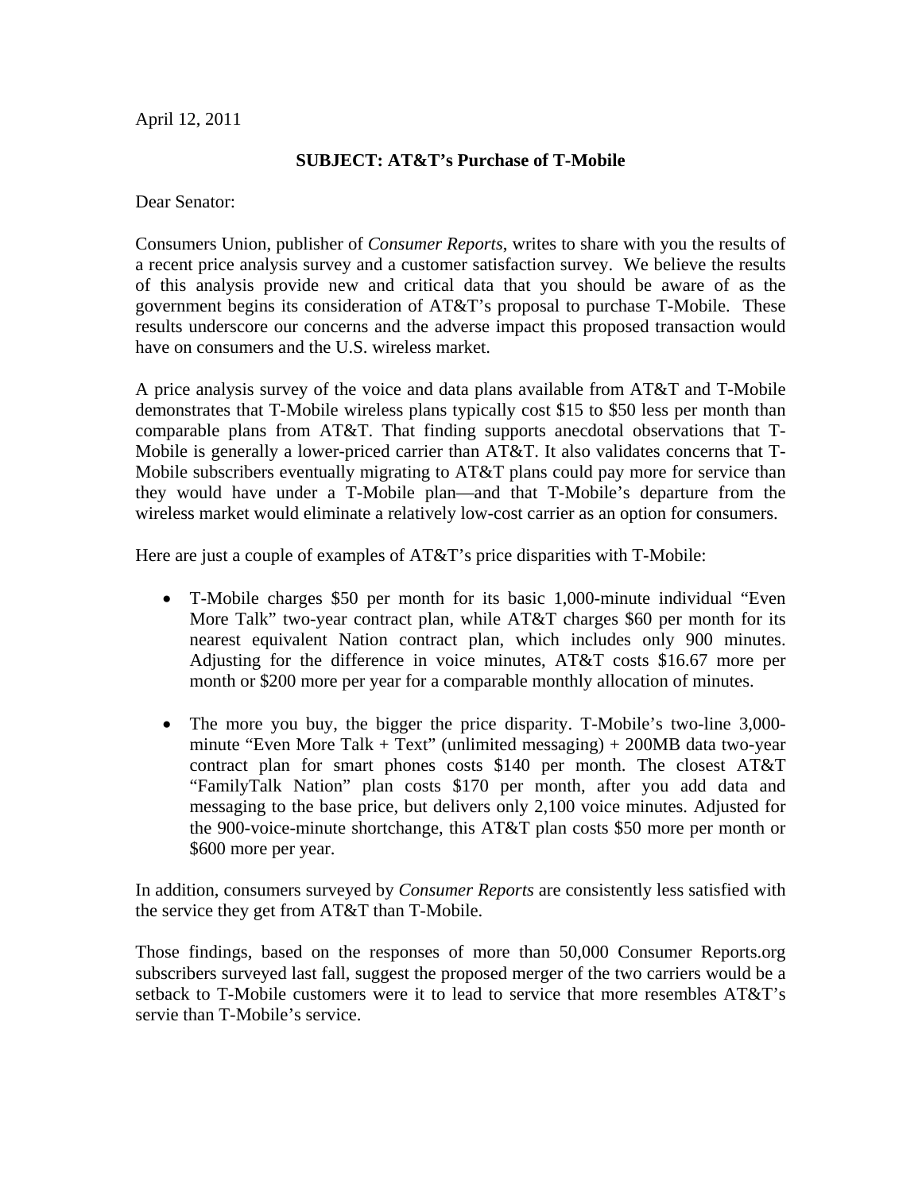April 12, 2011

**SUBJECT: AT&T's Purchase of T-Mobile**

Dear Senator:

Consumers Union, publisher of *Consumer Reports*, writes to share with you the results of a recent price analysis survey and a customer satisfaction survey. We believe the results of this analysis provide new and critical data that you should be aware of as the government begins its consideration of AT&T's proposal to purchase T-Mobile. These results underscore our concerns and the adverse impact this proposed transaction would have on consumers and the U.S. wireless market.

A price analysis survey of the voice and data plans available from AT&T and T-Mobile demonstrates that T-Mobile wireless plans typically cost $15 to $50 less per month than comparable plans from AT&T. That finding supports anecdotal observations that T-Mobile is generally a lower-priced carrier than AT&T. It also validates concerns that T-Mobile subscribers eventually migrating to AT&T plans could pay more for service than they would have under a T-Mobile plan—and that T-Mobile's departure from the wireless market would eliminate a relatively low-cost carrier as an option for consumers.

Here are just a couple of examples of AT&T's price disparities with T-Mobile:

- T-Mobile charges $50 per month for its basic 1,000-minute individual "Even More Talk" two-year contract plan, while AT&T charges $60 per month for its nearest equivalent Nation contract plan, which includes only 900 minutes. Adjusting for the difference in voice minutes, AT&T costs $16.67 more per month or $200 more per year for a comparable monthly allocation of minutes.

- The more you buy, the bigger the price disparity. T-Mobile's two-line 3,000-minute "Even More Talk + Text" (unlimited messaging) + 200MB data two-year contract plan for smart phones costs $140 per month. The closest AT&T "FamilyTalk Nation" plan costs $170 per month, after you add data and messaging to the base price, but delivers only 2,100 voice minutes. Adjusted for the 900-voice-minute shortchange, this AT&T plan costs $50 more per month or $600 more per year.

In addition, consumers surveyed by *Consumer Reports* are consistently less satisfied with the service they get from AT&T than T-Mobile.

Those findings, based on the responses of more than 50,000 Consumer Reports.org subscribers surveyed last fall, suggest the proposed merger of the two carriers would be a setback to T-Mobile customers were it to lead to service that more resembles AT&T's servie than T-Mobile's service.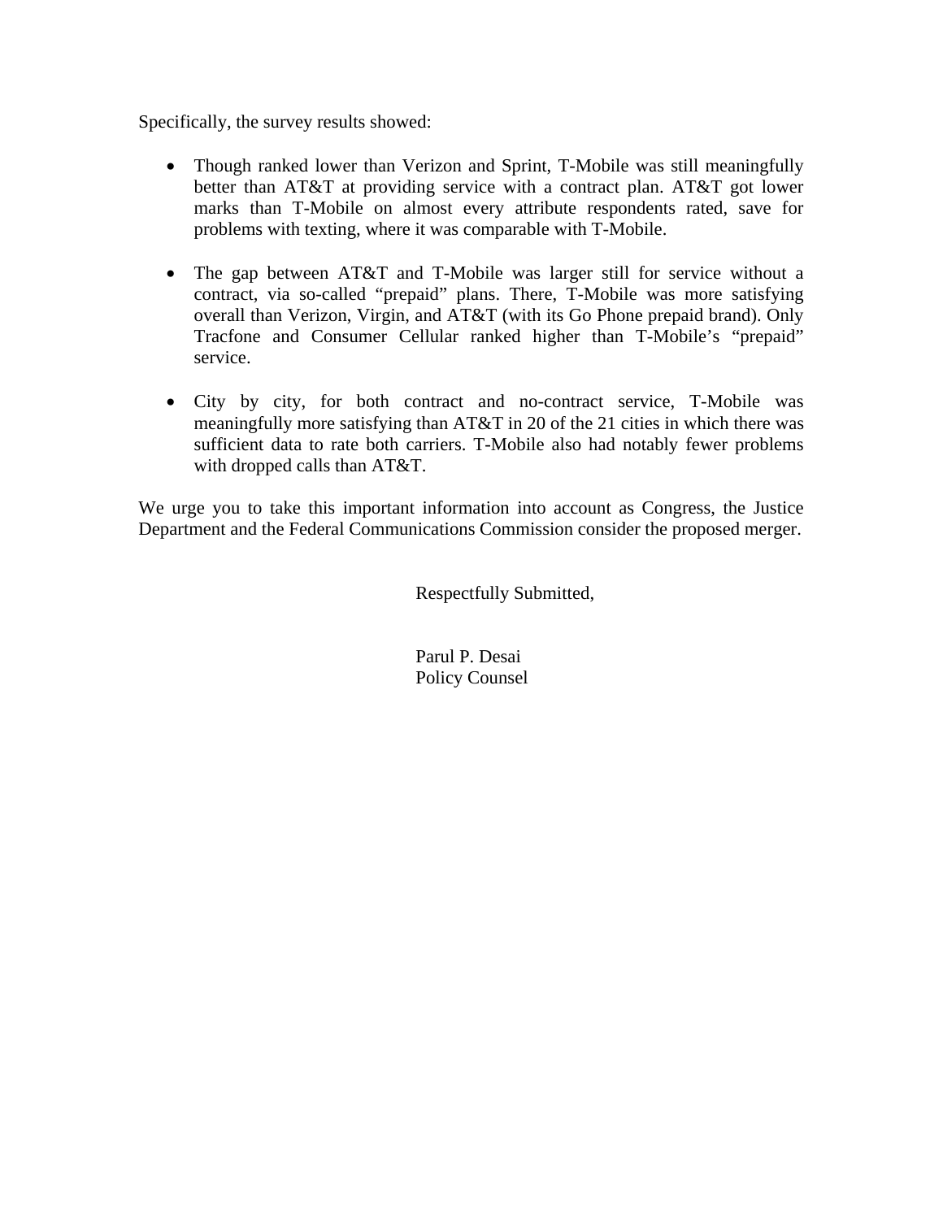Specifically, the survey results showed:

- Though ranked lower than Verizon and Sprint, T-Mobile was still meaningfully better than AT&T at providing service with a contract plan. AT&T got lower marks than T-Mobile on almost every attribute respondents rated, save for problems with texting, where it was comparable with T-Mobile.

- The gap between AT&T and T-Mobile was larger still for service without a contract, via so-called "prepaid" plans. There, T-Mobile was more satisfying overall than Verizon, Virgin, and AT&T (with its Go Phone prepaid brand). Only Tracfone and Consumer Cellular ranked higher than T-Mobile's "prepaid" service.

- City by city, for both contract and no-contract service, T-Mobile was meaningfully more satisfying than AT&T in 20 of the 21 cities in which there was sufficient data to rate both carriers. T-Mobile also had notably fewer problems with dropped calls than AT&T.

We urge you to take this important information into account as Congress, the Justice Department and the Federal Communications Commission consider the proposed merger.

Respectfully Submitted,

Parul P. Desai
Policy Counsel